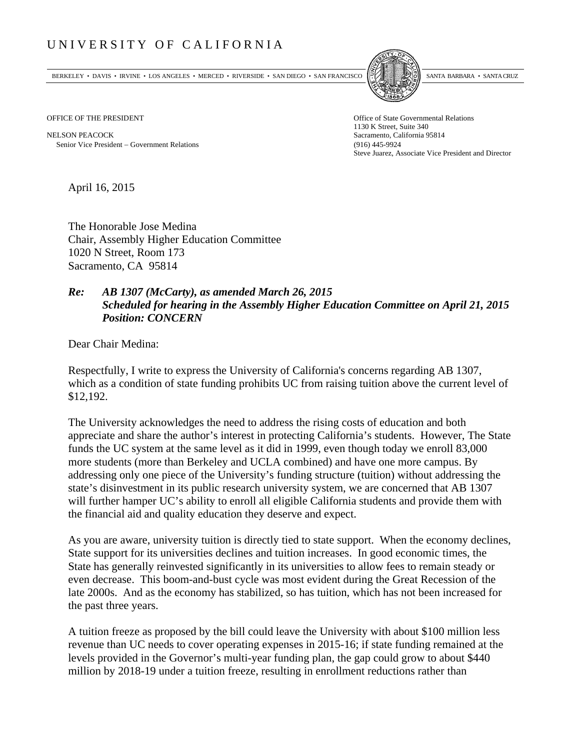# UNIVERSITY OF CALIFORNIA

BERKELEY • DAVIS • IRVINE • LOS ANGELES • MERCED • RIVERSIDE • SAN DIEGO • SAN FRANCISCO SANTA BARBARA • SANTA CRUZ

OFFICE OF THE PRESIDENT

NELSON PEACOCK
Senior Vice President – Government Relations

Office of State Governmental Relations
1130 K Street, Suite 340
Sacramento, California 95814
(916) 445-9924
Steve Juarez, Associate Vice President and Director

April 16, 2015

The Honorable Jose Medina
Chair, Assembly Higher Education Committee
1020 N Street, Room 173
Sacramento, CA 95814

***Re: AB 1307 (McCarty), as amended March 26, 2015***
***Scheduled for hearing in the Assembly Higher Education Committee on April 21, 2015***
***Position: CONCERN***

Dear Chair Medina:

Respectfully, I write to express the University of California's concerns regarding AB 1307, which as a condition of state funding prohibits UC from raising tuition above the current level of $12,192.

The University acknowledges the need to address the rising costs of education and both appreciate and share the author's interest in protecting California's students. However, The State funds the UC system at the same level as it did in 1999, even though today we enroll 83,000 more students (more than Berkeley and UCLA combined) and have one more campus. By addressing only one piece of the University's funding structure (tuition) without addressing the state's disinvestment in its public research university system, we are concerned that AB 1307 will further hamper UC's ability to enroll all eligible California students and provide them with the financial aid and quality education they deserve and expect.

As you are aware, university tuition is directly tied to state support. When the economy declines, State support for its universities declines and tuition increases. In good economic times, the State has generally reinvested significantly in its universities to allow fees to remain steady or even decrease. This boom-and-bust cycle was most evident during the Great Recession of the late 2000s. And as the economy has stabilized, so has tuition, which has not been increased for the past three years.

A tuition freeze as proposed by the bill could leave the University with about $100 million less revenue than UC needs to cover operating expenses in 2015-16; if state funding remained at the levels provided in the Governor's multi-year funding plan, the gap could grow to about $440 million by 2018-19 under a tuition freeze, resulting in enrollment reductions rather than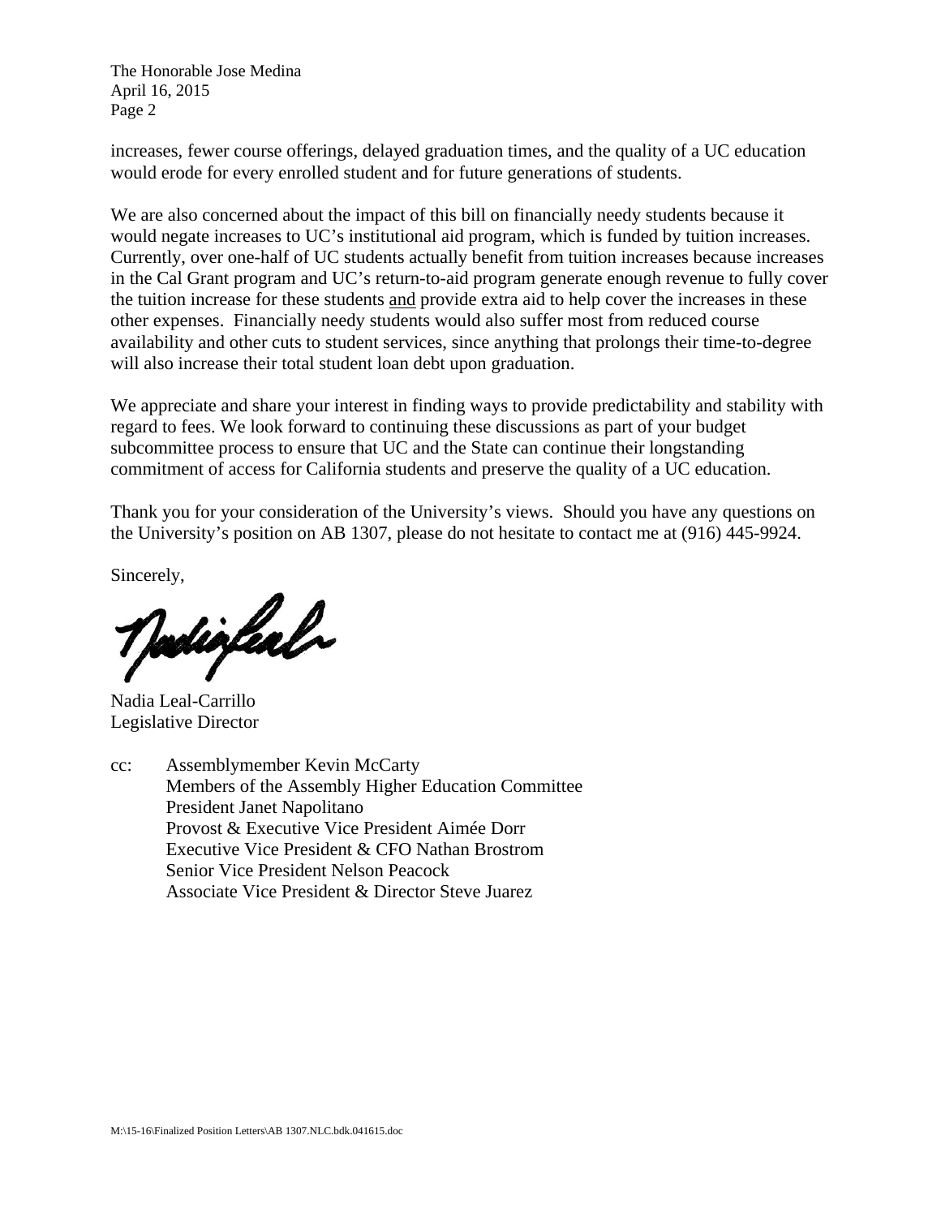increases, fewer course offerings, delayed graduation times, and the quality of a UC education would erode for every enrolled student and for future generations of students.

We are also concerned about the impact of this bill on financially needy students because it would negate increases to UC's institutional aid program, which is funded by tuition increases. Currently, over one-half of UC students actually benefit from tuition increases because increases in the Cal Grant program and UC's return-to-aid program generate enough revenue to fully cover the tuition increase for these students <u>and</u> provide extra aid to help cover the increases in these other expenses. Financially needy students would also suffer most from reduced course availability and other cuts to student services, since anything that prolongs their time-to-degree will also increase their total student loan debt upon graduation.

We appreciate and share your interest in finding ways to provide predictability and stability with regard to fees. We look forward to continuing these discussions as part of your budget subcommittee process to ensure that UC and the State can continue their longstanding commitment of access for California students and preserve the quality of a UC education.

Thank you for your consideration of the University's views. Should you have any questions on the University's position on AB 1307, please do not hesitate to contact me at (916) 445-9924.

Sincerely,

Nadia Leal-Carrillo
Legislative Director

cc: Assemblymember Kevin McCarty
Members of the Assembly Higher Education Committee
President Janet Napolitano
Provost & Executive Vice President Aimée Dorr
Executive Vice President & CFO Nathan Brostrom
Senior Vice President Nelson Peacock
Associate Vice President & Director Steve Juarez

M:\15-16\Finalized Position Letters\AB 1307.NLC.bdk.041615.doc